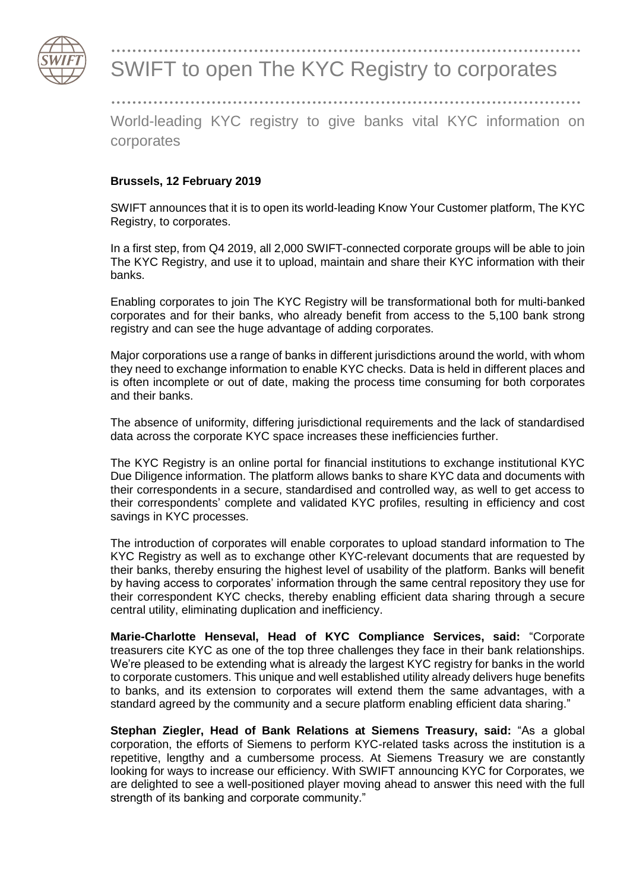# SWIFT to open The KYC Registry to corporates

## World-leading KYC registry to give banks vital KYC information on corporates

**Brussels, 12 February 2019**

SWIFT announces that it is to open its world-leading Know Your Customer platform, The KYC Registry, to corporates.

In a first step, from Q4 2019, all 2,000 SWIFT-connected corporate groups will be able to join The KYC Registry, and use it to upload, maintain and share their KYC information with their banks.

Enabling corporates to join The KYC Registry will be transformational both for multi-banked corporates and for their banks, who already benefit from access to the 5,100 bank strong registry and can see the huge advantage of adding corporates.

Major corporations use a range of banks in different jurisdictions around the world, with whom they need to exchange information to enable KYC checks. Data is held in different places and is often incomplete or out of date, making the process time consuming for both corporates and their banks.

The absence of uniformity, differing jurisdictional requirements and the lack of standardised data across the corporate KYC space increases these inefficiencies further.

The KYC Registry is an online portal for financial institutions to exchange institutional KYC Due Diligence information. The platform allows banks to share KYC data and documents with their correspondents in a secure, standardised and controlled way, as well to get access to their correspondents' complete and validated KYC profiles, resulting in efficiency and cost savings in KYC processes.

The introduction of corporates will enable corporates to upload standard information to The KYC Registry as well as to exchange other KYC-relevant documents that are requested by their banks, thereby ensuring the highest level of usability of the platform. Banks will benefit by having access to corporates' information through the same central repository they use for their correspondent KYC checks, thereby enabling efficient data sharing through a secure central utility, eliminating duplication and inefficiency.

**Marie-Charlotte Henseval, Head of KYC Compliance Services, said:** "Corporate treasurers cite KYC as one of the top three challenges they face in their bank relationships. We're pleased to be extending what is already the largest KYC registry for banks in the world to corporate customers. This unique and well established utility already delivers huge benefits to banks, and its extension to corporates will extend them the same advantages, with a standard agreed by the community and a secure platform enabling efficient data sharing."

**Stephan Ziegler, Head of Bank Relations at Siemens Treasury, said:** "As a global corporation, the efforts of Siemens to perform KYC-related tasks across the institution is a repetitive, lengthy and a cumbersome process. At Siemens Treasury we are constantly looking for ways to increase our efficiency. With SWIFT announcing KYC for Corporates, we are delighted to see a well-positioned player moving ahead to answer this need with the full strength of its banking and corporate community."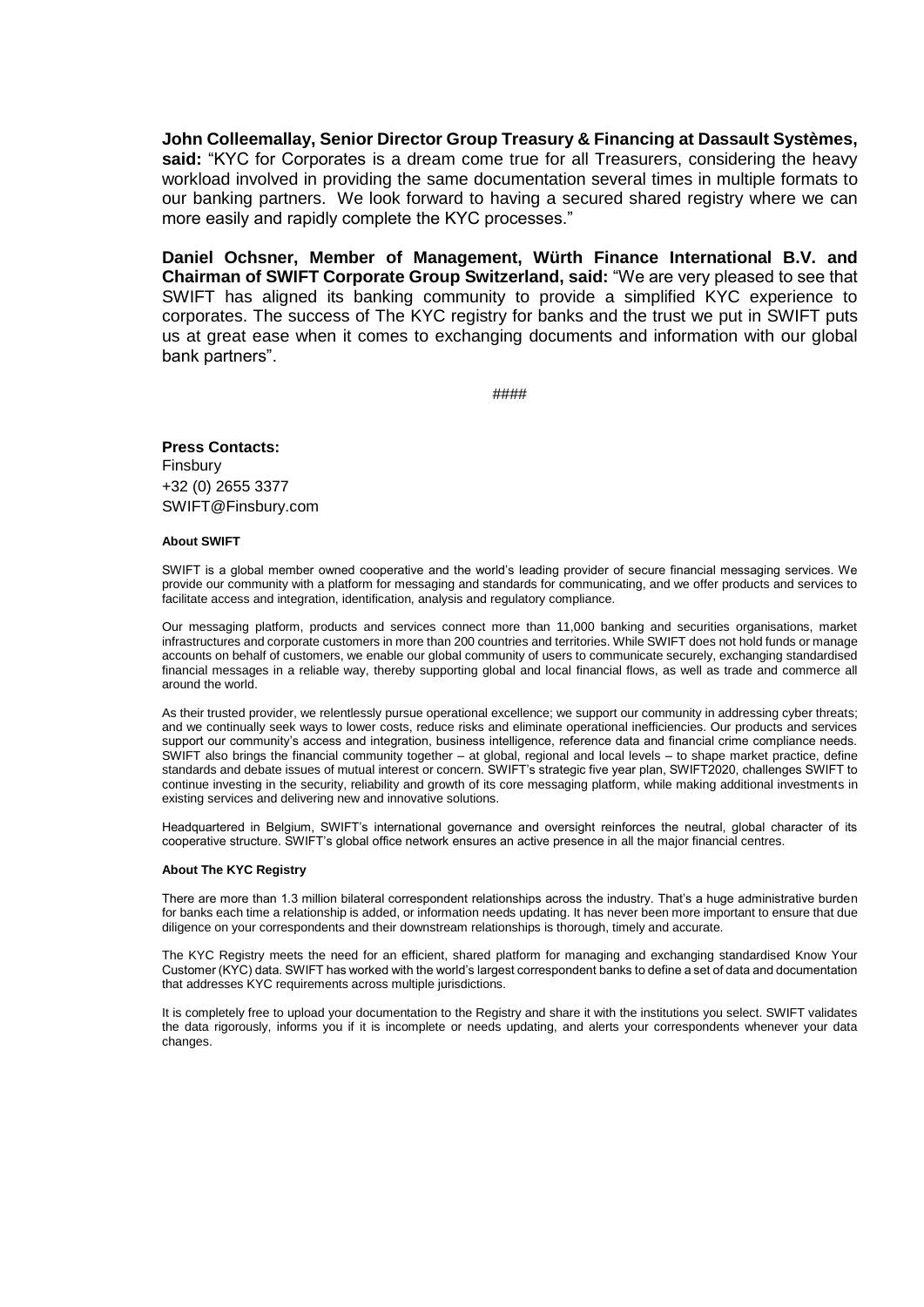**John Colleemallay, Senior Director Group Treasury & Financing at Dassault Systèmes, said:** "KYC for Corporates is a dream come true for all Treasurers, considering the heavy workload involved in providing the same documentation several times in multiple formats to our banking partners. We look forward to having a secured shared registry where we can more easily and rapidly complete the KYC processes."

**Daniel Ochsner, Member of Management, Würth Finance International B.V. and Chairman of SWIFT Corporate Group Switzerland, said:** "We are very pleased to see that SWIFT has aligned its banking community to provide a simplified KYC experience to corporates. The success of The KYC registry for banks and the trust we put in SWIFT puts us at great ease when it comes to exchanging documents and information with our global bank partners".

####

**Press Contacts:**
Finsbury
+32 (0) 2655 3377
SWIFT@Finsbury.com

#### About SWIFT

SWIFT is a global member owned cooperative and the world's leading provider of secure financial messaging services. We provide our community with a platform for messaging and standards for communicating, and we offer products and services to facilitate access and integration, identification, analysis and regulatory compliance.

Our messaging platform, products and services connect more than 11,000 banking and securities organisations, market infrastructures and corporate customers in more than 200 countries and territories. While SWIFT does not hold funds or manage accounts on behalf of customers, we enable our global community of users to communicate securely, exchanging standardised financial messages in a reliable way, thereby supporting global and local financial flows, as well as trade and commerce all around the world.

As their trusted provider, we relentlessly pursue operational excellence; we support our community in addressing cyber threats; and we continually seek ways to lower costs, reduce risks and eliminate operational inefficiencies. Our products and services support our community's access and integration, business intelligence, reference data and financial crime compliance needs. SWIFT also brings the financial community together – at global, regional and local levels – to shape market practice, define standards and debate issues of mutual interest or concern. SWIFT's strategic five year plan, SWIFT2020, challenges SWIFT to continue investing in the security, reliability and growth of its core messaging platform, while making additional investments in existing services and delivering new and innovative solutions.

Headquartered in Belgium, SWIFT's international governance and oversight reinforces the neutral, global character of its cooperative structure. SWIFT's global office network ensures an active presence in all the major financial centres.

#### About The KYC Registry

There are more than 1.3 million bilateral correspondent relationships across the industry. That's a huge administrative burden for banks each time a relationship is added, or information needs updating. It has never been more important to ensure that due diligence on your correspondents and their downstream relationships is thorough, timely and accurate.

The KYC Registry meets the need for an efficient, shared platform for managing and exchanging standardised Know Your Customer (KYC) data. SWIFT has worked with the world's largest correspondent banks to define a set of data and documentation that addresses KYC requirements across multiple jurisdictions.

It is completely free to upload your documentation to the Registry and share it with the institutions you select. SWIFT validates the data rigorously, informs you if it is incomplete or needs updating, and alerts your correspondents whenever your data changes.